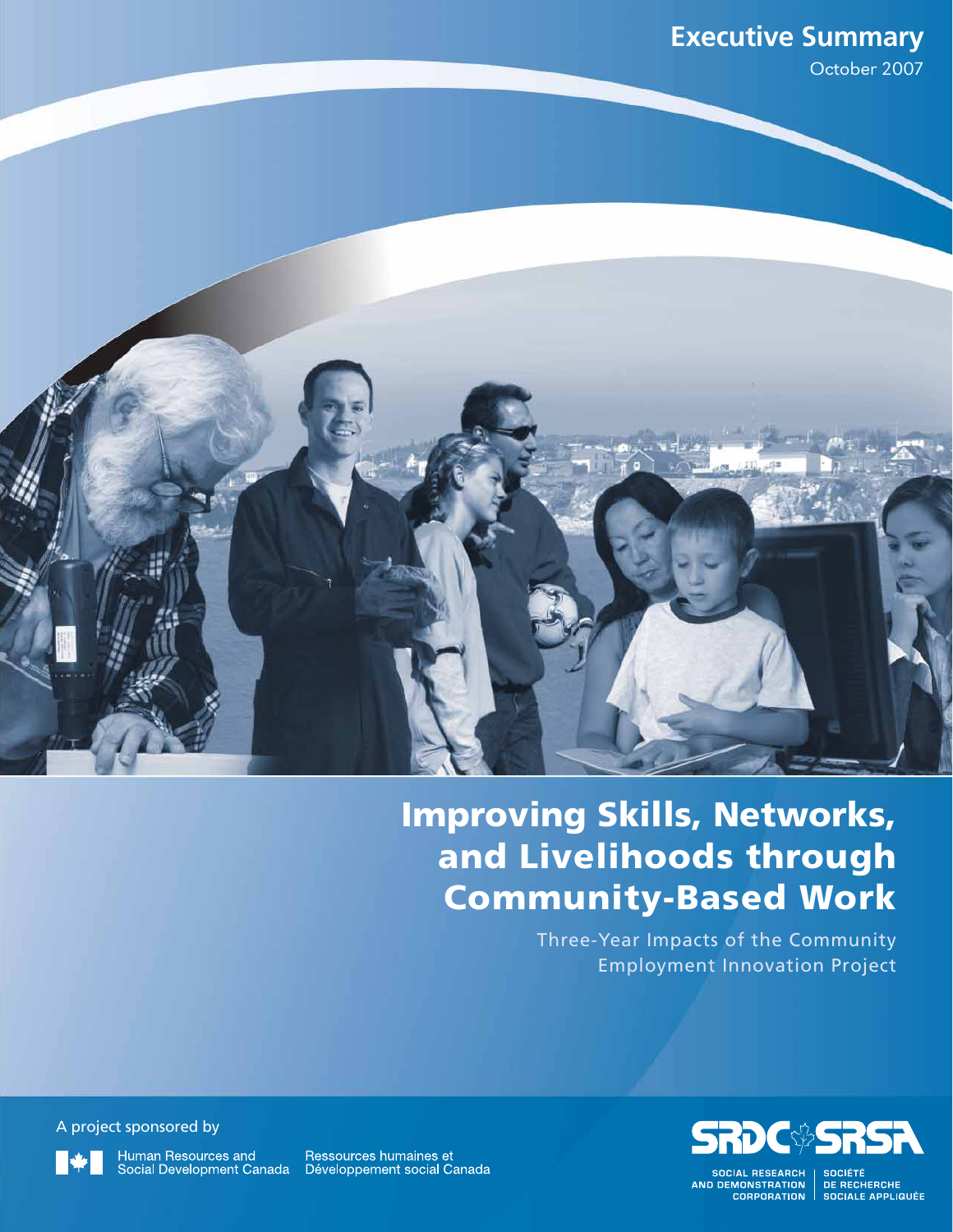**Executive Summary**

October 2007

# Improving Skills, Networks, and Livelihoods through Community-Based Work

## Three-Year Impacts of the Community Employment Innovation Project

A project sponsored by

Human Resources and Social Development Canada | Ressources humaines et Développement social Canada

SRDC SRSA

SOCIAL RESEARCH AND DEMONSTRATION CORPORATION | SOCIÉTÉ DE RECHERCHE SOCIALE APPLIQUÉE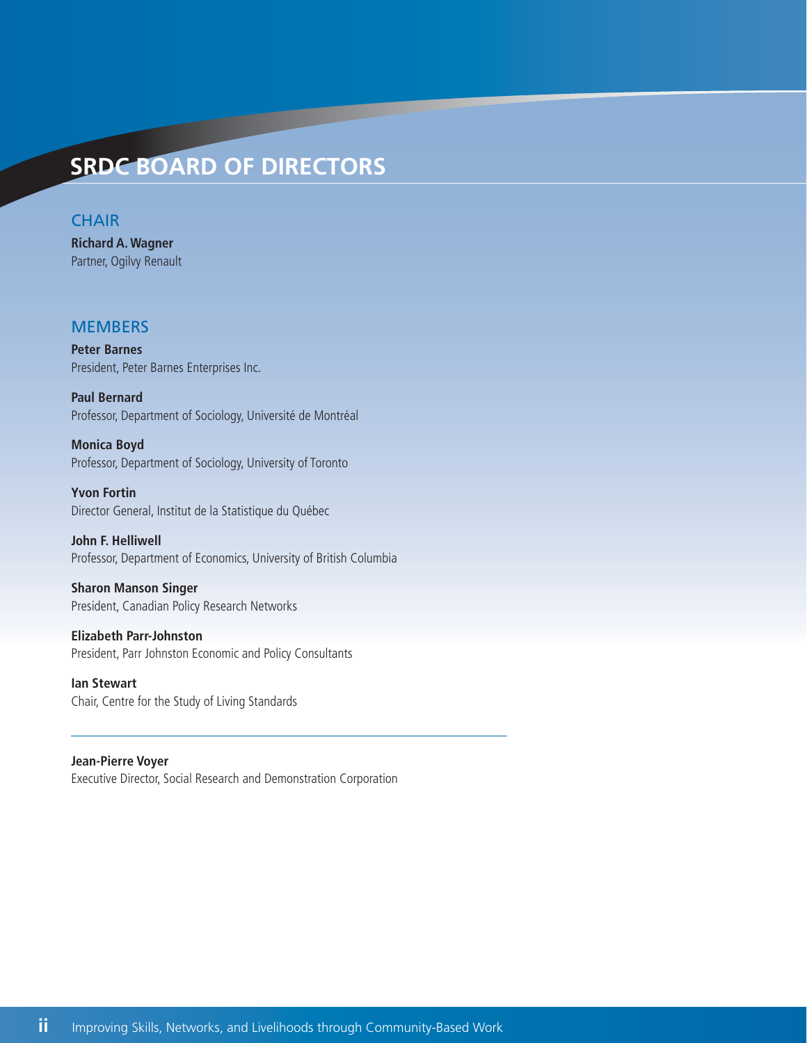# SRDC BOARD OF DIRECTORS

## CHAIR

**Richard A. Wagner**
Partner, Ogilvy Renault

## MEMBERS

**Peter Barnes**
President, Peter Barnes Enterprises Inc.

**Paul Bernard**
Professor, Department of Sociology, Université de Montréal

**Monica Boyd**
Professor, Department of Sociology, University of Toronto

**Yvon Fortin**
Director General, Institut de la Statistique du Québec

**John F. Helliwell**
Professor, Department of Economics, University of British Columbia

**Sharon Manson Singer**
President, Canadian Policy Research Networks

**Elizabeth Parr-Johnston**
President, Parr Johnston Economic and Policy Consultants

**Ian Stewart**
Chair, Centre for the Study of Living Standards

---

**Jean-Pierre Voyer**
Executive Director, Social Research and Demonstration Corporation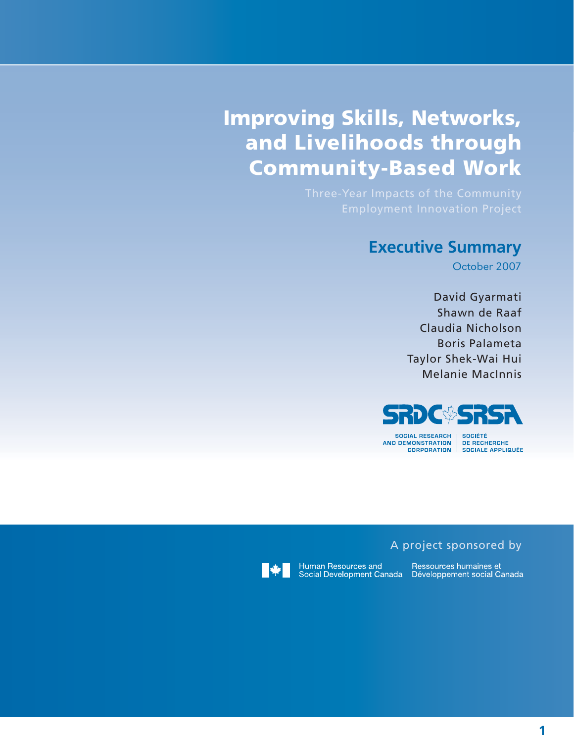# Improving Skills, Networks, and Livelihoods through Community-Based Work

Three-Year Impacts of the Community Employment Innovation Project

## Executive Summary

October 2007

David Gyarmati
Shawn de Raaf
Claudia Nicholson
Boris Palameta
Taylor Shek-Wai Hui
Melanie MacInnis

SRDC SRSA

SOCIAL RESEARCH AND DEMONSTRATION CORPORATION | SOCIÉTÉ DE RECHERCHE SOCIALE APPLIQUÉE

A project sponsored by

Human Resources and Social Development Canada | Ressources humaines et Développement social Canada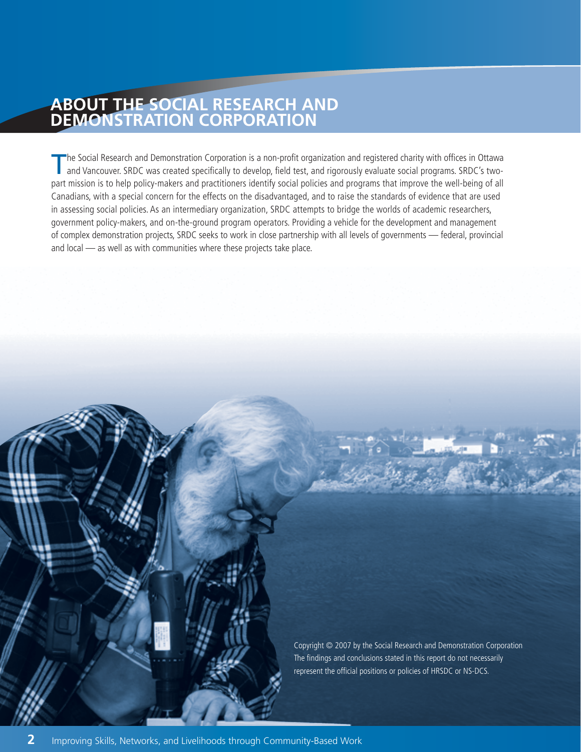# ABOUT THE SOCIAL RESEARCH AND DEMONSTRATION CORPORATION

The Social Research and Demonstration Corporation is a non-profit organization and registered charity with offices in Ottawa and Vancouver. SRDC was created specifically to develop, field test, and rigorously evaluate social programs. SRDC's two-part mission is to help policy-makers and practitioners identify social policies and programs that improve the well-being of all Canadians, with a special concern for the effects on the disadvantaged, and to raise the standards of evidence that are used in assessing social policies. As an intermediary organization, SRDC attempts to bridge the worlds of academic researchers, government policy-makers, and on-the-ground program operators. Providing a vehicle for the development and management of complex demonstration projects, SRDC seeks to work in close partnership with all levels of governments — federal, provincial and local — as well as with communities where these projects take place.

Copyright © 2007 by the Social Research and Demonstration Corporation
The findings and conclusions stated in this report do not necessarily represent the official positions or policies of HRSDC or NS-DCS.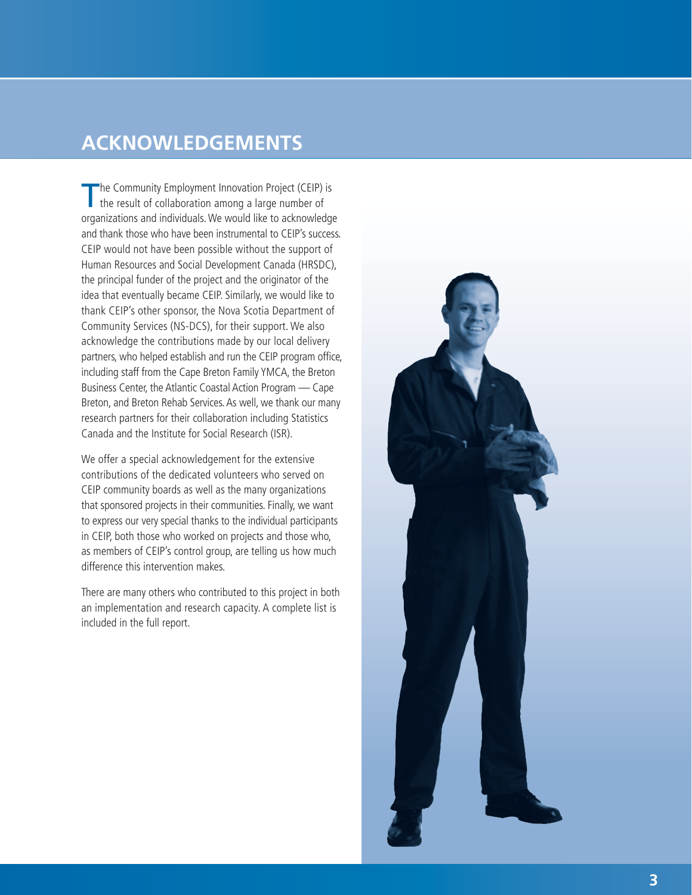# ACKNOWLEDGEMENTS

The Community Employment Innovation Project (CEIP) is the result of collaboration among a large number of organizations and individuals. We would like to acknowledge and thank those who have been instrumental to CEIP's success. CEIP would not have been possible without the support of Human Resources and Social Development Canada (HRSDC), the principal funder of the project and the originator of the idea that eventually became CEIP. Similarly, we would like to thank CEIP's other sponsor, the Nova Scotia Department of Community Services (NS-DCS), for their support. We also acknowledge the contributions made by our local delivery partners, who helped establish and run the CEIP program office, including staff from the Cape Breton Family YMCA, the Breton Business Center, the Atlantic Coastal Action Program — Cape Breton, and Breton Rehab Services. As well, we thank our many research partners for their collaboration including Statistics Canada and the Institute for Social Research (ISR).

We offer a special acknowledgement for the extensive contributions of the dedicated volunteers who served on CEIP community boards as well as the many organizations that sponsored projects in their communities. Finally, we want to express our very special thanks to the individual participants in CEIP, both those who worked on projects and those who, as members of CEIP's control group, are telling us how much difference this intervention makes.

There are many others who contributed to this project in both an implementation and research capacity. A complete list is included in the full report.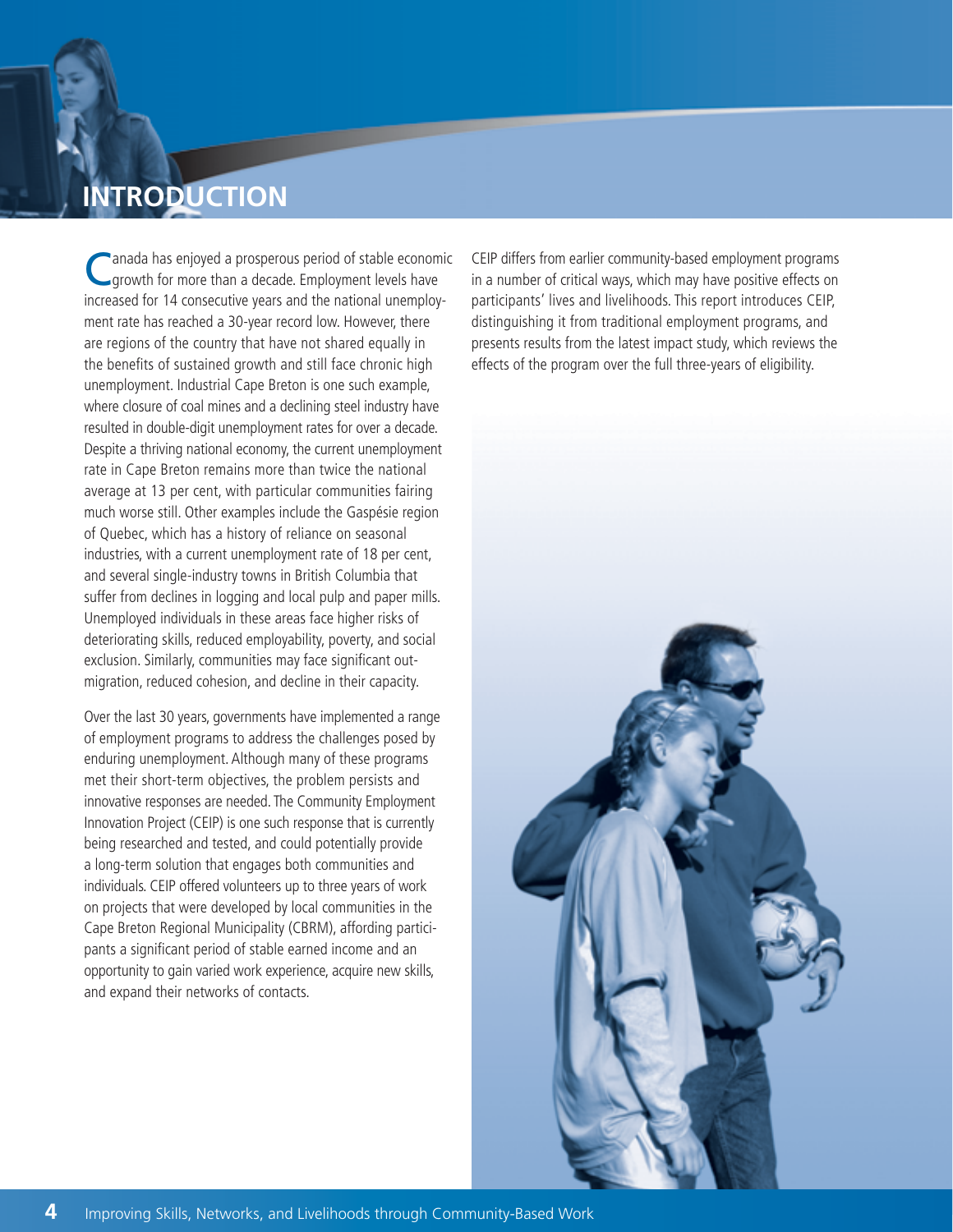# INTRODUCTION

Canada has enjoyed a prosperous period of stable economic growth for more than a decade. Employment levels have increased for 14 consecutive years and the national unemployment rate has reached a 30-year record low. However, there are regions of the country that have not shared equally in the benefits of sustained growth and still face chronic high unemployment. Industrial Cape Breton is one such example, where closure of coal mines and a declining steel industry have resulted in double-digit unemployment rates for over a decade. Despite a thriving national economy, the current unemployment rate in Cape Breton remains more than twice the national average at 13 per cent, with particular communities fairing much worse still. Other examples include the Gaspésie region of Quebec, which has a history of reliance on seasonal industries, with a current unemployment rate of 18 per cent, and several single-industry towns in British Columbia that suffer from declines in logging and local pulp and paper mills. Unemployed individuals in these areas face higher risks of deteriorating skills, reduced employability, poverty, and social exclusion. Similarly, communities may face significant out-migration, reduced cohesion, and decline in their capacity.

Over the last 30 years, governments have implemented a range of employment programs to address the challenges posed by enduring unemployment. Although many of these programs met their short-term objectives, the problem persists and innovative responses are needed. The Community Employment Innovation Project (CEIP) is one such response that is currently being researched and tested, and could potentially provide a long-term solution that engages both communities and individuals. CEIP offered volunteers up to three years of work on projects that were developed by local communities in the Cape Breton Regional Municipality (CBRM), affording participants a significant period of stable earned income and an opportunity to gain varied work experience, acquire new skills, and expand their networks of contacts.

CEIP differs from earlier community-based employment programs in a number of critical ways, which may have positive effects on participants' lives and livelihoods. This report introduces CEIP, distinguishing it from traditional employment programs, and presents results from the latest impact study, which reviews the effects of the program over the full three-years of eligibility.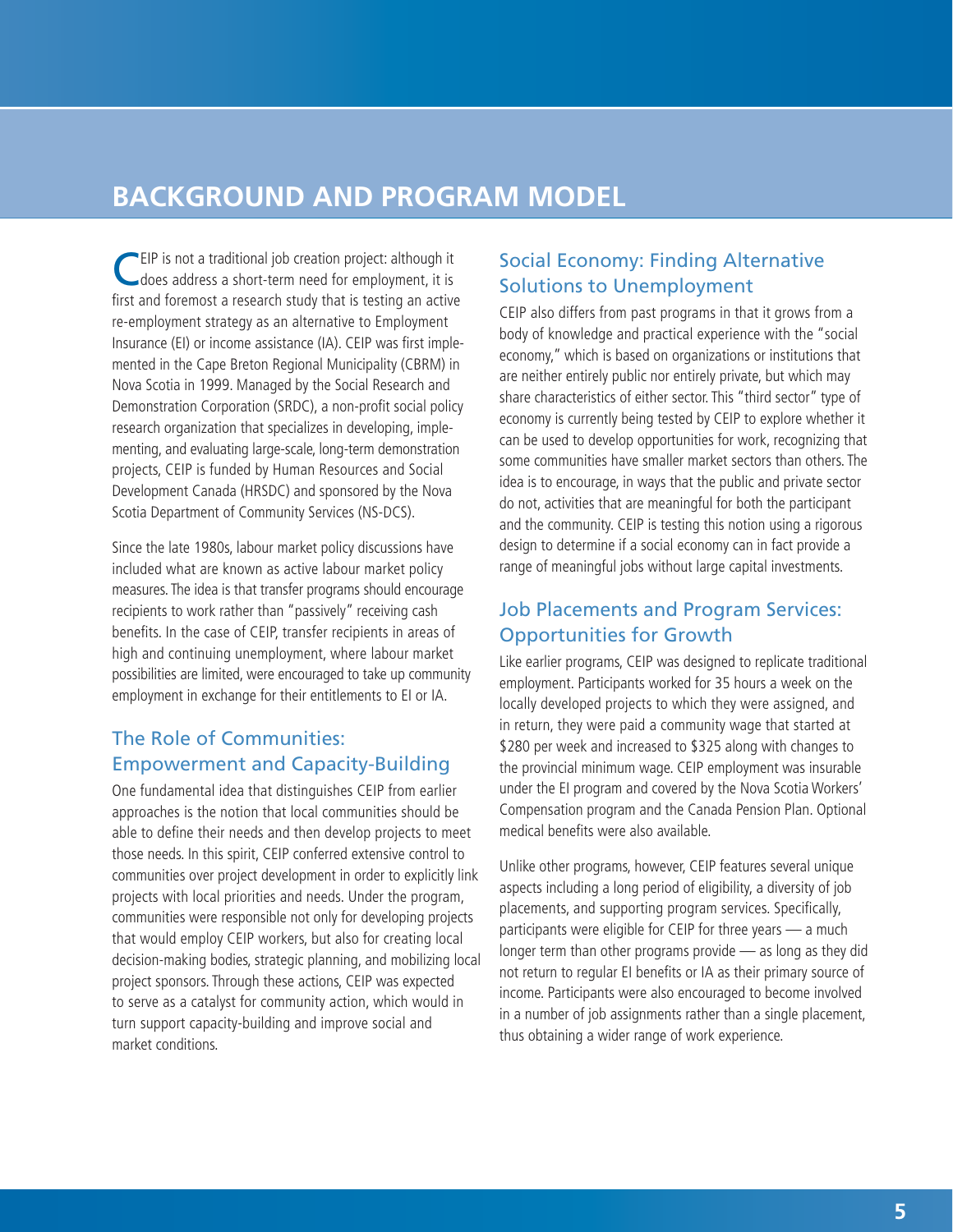# BACKGROUND AND PROGRAM MODEL

CEIP is not a traditional job creation project: although it does address a short-term need for employment, it is first and foremost a research study that is testing an active re-employment strategy as an alternative to Employment Insurance (EI) or income assistance (IA). CEIP was first implemented in the Cape Breton Regional Municipality (CBRM) in Nova Scotia in 1999. Managed by the Social Research and Demonstration Corporation (SRDC), a non-profit social policy research organization that specializes in developing, implementing, and evaluating large-scale, long-term demonstration projects, CEIP is funded by Human Resources and Social Development Canada (HRSDC) and sponsored by the Nova Scotia Department of Community Services (NS-DCS).

Since the late 1980s, labour market policy discussions have included what are known as active labour market policy measures. The idea is that transfer programs should encourage recipients to work rather than "passively" receiving cash benefits. In the case of CEIP, transfer recipients in areas of high and continuing unemployment, where labour market possibilities are limited, were encouraged to take up community employment in exchange for their entitlements to EI or IA.

## The Role of Communities: Empowerment and Capacity-Building

One fundamental idea that distinguishes CEIP from earlier approaches is the notion that local communities should be able to define their needs and then develop projects to meet those needs. In this spirit, CEIP conferred extensive control to communities over project development in order to explicitly link projects with local priorities and needs. Under the program, communities were responsible not only for developing projects that would employ CEIP workers, but also for creating local decision-making bodies, strategic planning, and mobilizing local project sponsors. Through these actions, CEIP was expected to serve as a catalyst for community action, which would in turn support capacity-building and improve social and market conditions.

## Social Economy: Finding Alternative Solutions to Unemployment

CEIP also differs from past programs in that it grows from a body of knowledge and practical experience with the "social economy," which is based on organizations or institutions that are neither entirely public nor entirely private, but which may share characteristics of either sector. This "third sector" type of economy is currently being tested by CEIP to explore whether it can be used to develop opportunities for work, recognizing that some communities have smaller market sectors than others. The idea is to encourage, in ways that the public and private sector do not, activities that are meaningful for both the participant and the community. CEIP is testing this notion using a rigorous design to determine if a social economy can in fact provide a range of meaningful jobs without large capital investments.

## Job Placements and Program Services: Opportunities for Growth

Like earlier programs, CEIP was designed to replicate traditional employment. Participants worked for 35 hours a week on the locally developed projects to which they were assigned, and in return, they were paid a community wage that started at $280 per week and increased to $325 along with changes to the provincial minimum wage. CEIP employment was insurable under the EI program and covered by the Nova Scotia Workers' Compensation program and the Canada Pension Plan. Optional medical benefits were also available.

Unlike other programs, however, CEIP features several unique aspects including a long period of eligibility, a diversity of job placements, and supporting program services. Specifically, participants were eligible for CEIP for three years — a much longer term than other programs provide — as long as they did not return to regular EI benefits or IA as their primary source of income. Participants were also encouraged to become involved in a number of job assignments rather than a single placement, thus obtaining a wider range of work experience.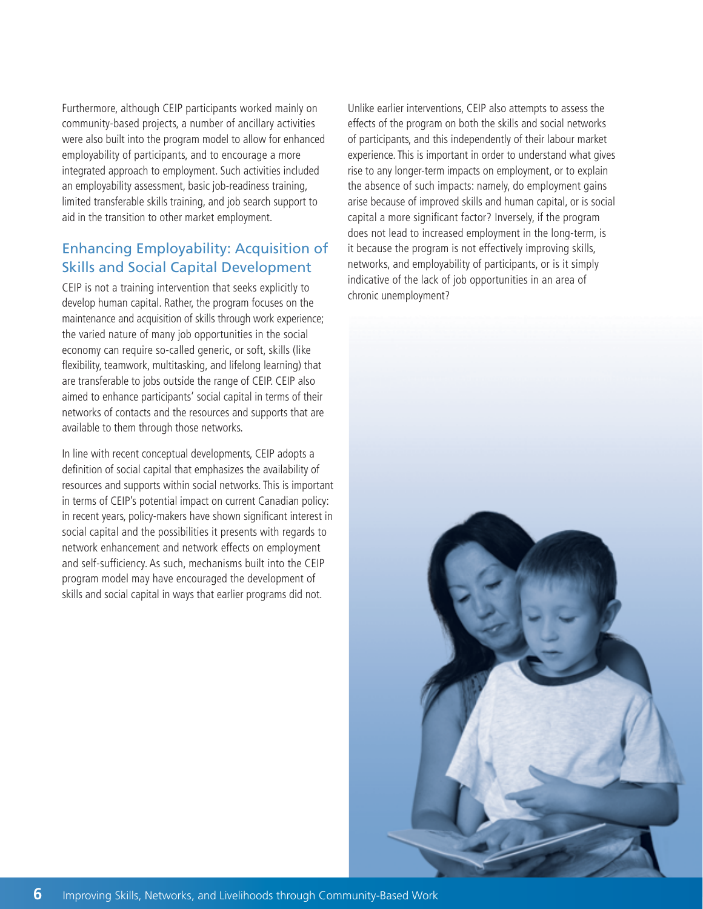Furthermore, although CEIP participants worked mainly on community-based projects, a number of ancillary activities were also built into the program model to allow for enhanced employability of participants, and to encourage a more integrated approach to employment. Such activities included an employability assessment, basic job-readiness training, limited transferable skills training, and job search support to aid in the transition to other market employment.

## Enhancing Employability: Acquisition of Skills and Social Capital Development

CEIP is not a training intervention that seeks explicitly to develop human capital. Rather, the program focuses on the maintenance and acquisition of skills through work experience; the varied nature of many job opportunities in the social economy can require so-called generic, or soft, skills (like flexibility, teamwork, multitasking, and lifelong learning) that are transferable to jobs outside the range of CEIP. CEIP also aimed to enhance participants' social capital in terms of their networks of contacts and the resources and supports that are available to them through those networks.

In line with recent conceptual developments, CEIP adopts a definition of social capital that emphasizes the availability of resources and supports within social networks. This is important in terms of CEIP's potential impact on current Canadian policy: in recent years, policy-makers have shown significant interest in social capital and the possibilities it presents with regards to network enhancement and network effects on employment and self-sufficiency. As such, mechanisms built into the CEIP program model may have encouraged the development of skills and social capital in ways that earlier programs did not.

Unlike earlier interventions, CEIP also attempts to assess the effects of the program on both the skills and social networks of participants, and this independently of their labour market experience. This is important in order to understand what gives rise to any longer-term impacts on employment, or to explain the absence of such impacts: namely, do employment gains arise because of improved skills and human capital, or is social capital a more significant factor? Inversely, if the program does not lead to increased employment in the long-term, is it because the program is not effectively improving skills, networks, and employability of participants, or is it simply indicative of the lack of job opportunities in an area of chronic unemployment?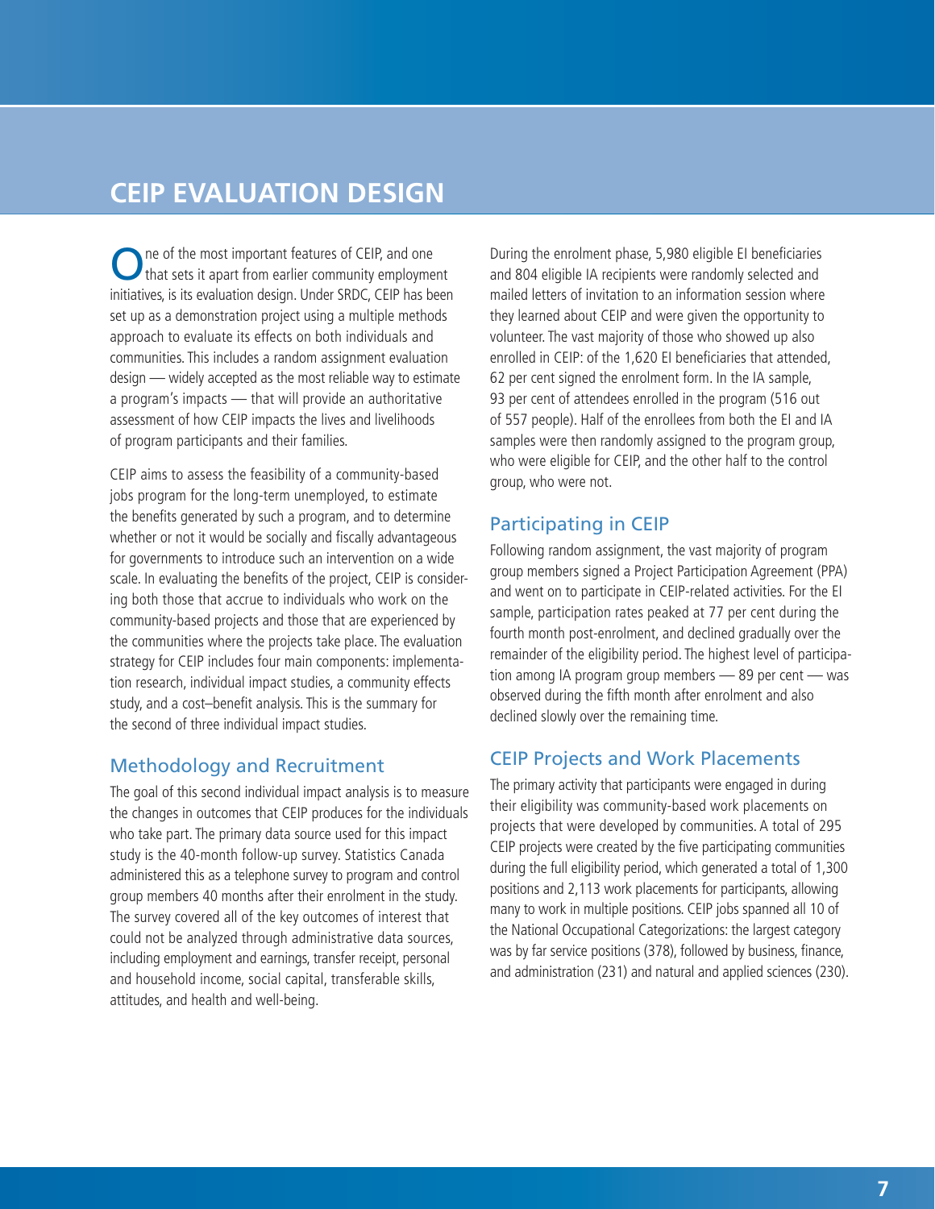# CEIP EVALUATION DESIGN

One of the most important features of CEIP, and one that sets it apart from earlier community employment initiatives, is its evaluation design. Under SRDC, CEIP has been set up as a demonstration project using a multiple methods approach to evaluate its effects on both individuals and communities. This includes a random assignment evaluation design — widely accepted as the most reliable way to estimate a program's impacts — that will provide an authoritative assessment of how CEIP impacts the lives and livelihoods of program participants and their families.

CEIP aims to assess the feasibility of a community-based jobs program for the long-term unemployed, to estimate the benefits generated by such a program, and to determine whether or not it would be socially and fiscally advantageous for governments to introduce such an intervention on a wide scale. In evaluating the benefits of the project, CEIP is considering both those that accrue to individuals who work on the community-based projects and those that are experienced by the communities where the projects take place. The evaluation strategy for CEIP includes four main components: implementation research, individual impact studies, a community effects study, and a cost–benefit analysis. This is the summary for the second of three individual impact studies.

## Methodology and Recruitment

The goal of this second individual impact analysis is to measure the changes in outcomes that CEIP produces for the individuals who take part. The primary data source used for this impact study is the 40-month follow-up survey. Statistics Canada administered this as a telephone survey to program and control group members 40 months after their enrolment in the study. The survey covered all of the key outcomes of interest that could not be analyzed through administrative data sources, including employment and earnings, transfer receipt, personal and household income, social capital, transferable skills, attitudes, and health and well-being.

During the enrolment phase, 5,980 eligible EI beneficiaries and 804 eligible IA recipients were randomly selected and mailed letters of invitation to an information session where they learned about CEIP and were given the opportunity to volunteer. The vast majority of those who showed up also enrolled in CEIP: of the 1,620 EI beneficiaries that attended, 62 per cent signed the enrolment form. In the IA sample, 93 per cent of attendees enrolled in the program (516 out of 557 people). Half of the enrollees from both the EI and IA samples were then randomly assigned to the program group, who were eligible for CEIP, and the other half to the control group, who were not.

## Participating in CEIP

Following random assignment, the vast majority of program group members signed a Project Participation Agreement (PPA) and went on to participate in CEIP-related activities. For the EI sample, participation rates peaked at 77 per cent during the fourth month post-enrolment, and declined gradually over the remainder of the eligibility period. The highest level of participation among IA program group members — 89 per cent — was observed during the fifth month after enrolment and also declined slowly over the remaining time.

## CEIP Projects and Work Placements

The primary activity that participants were engaged in during their eligibility was community-based work placements on projects that were developed by communities. A total of 295 CEIP projects were created by the five participating communities during the full eligibility period, which generated a total of 1,300 positions and 2,113 work placements for participants, allowing many to work in multiple positions. CEIP jobs spanned all 10 of the National Occupational Categorizations: the largest category was by far service positions (378), followed by business, finance, and administration (231) and natural and applied sciences (230).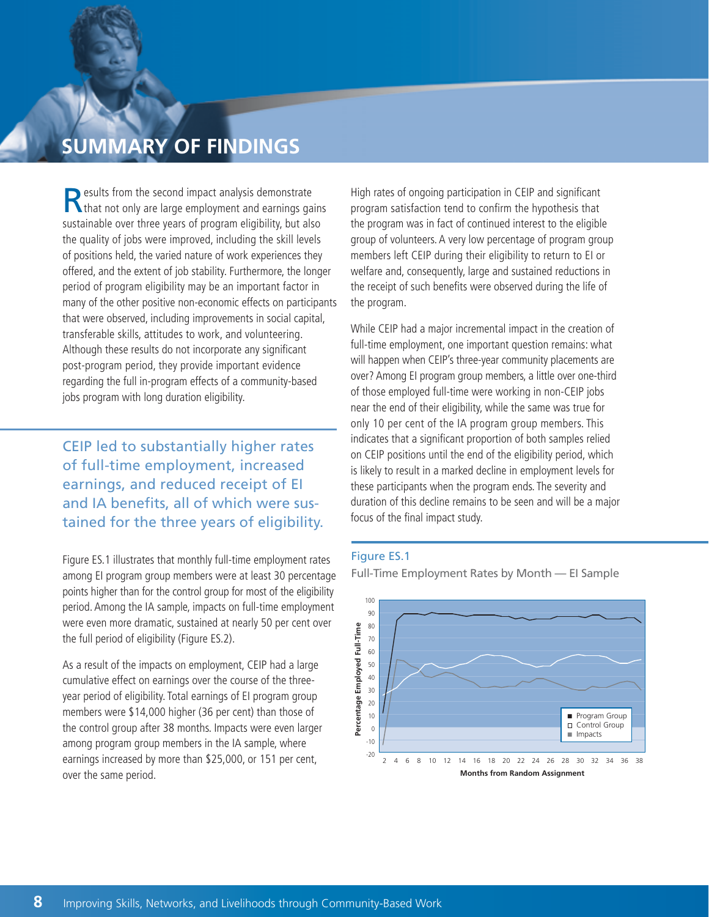# SUMMARY OF FINDINGS

Results from the second impact analysis demonstrate that not only are large employment and earnings gains sustainable over three years of program eligibility, but also the quality of jobs were improved, including the skill levels of positions held, the varied nature of work experiences they offered, and the extent of job stability. Furthermore, the longer period of program eligibility may be an important factor in many of the other positive non-economic effects on participants that were observed, including improvements in social capital, transferable skills, attitudes to work, and volunteering. Although these results do not incorporate any significant post-program period, they provide important evidence regarding the full in-program effects of a community-based jobs program with long duration eligibility.

## CEIP led to substantially higher rates of full-time employment, increased earnings, and reduced receipt of EI and IA benefits, all of which were sustained for the three years of eligibility.

Figure ES.1 illustrates that monthly full-time employment rates among EI program group members were at least 30 percentage points higher than for the control group for most of the eligibility period. Among the IA sample, impacts on full-time employment were even more dramatic, sustained at nearly 50 per cent over the full period of eligibility (Figure ES.2).

As a result of the impacts on employment, CEIP had a large cumulative effect on earnings over the course of the three-year period of eligibility. Total earnings of EI program group members were $14,000 higher (36 per cent) than those of the control group after 38 months. Impacts were even larger among program group members in the IA sample, where earnings increased by more than $25,000, or 151 per cent, over the same period.

High rates of ongoing participation in CEIP and significant program satisfaction tend to confirm the hypothesis that the program was in fact of continued interest to the eligible group of volunteers. A very low percentage of program group members left CEIP during their eligibility to return to EI or welfare and, consequently, large and sustained reductions in the receipt of such benefits were observed during the life of the program.

While CEIP had a major incremental impact in the creation of full-time employment, one important question remains: what will happen when CEIP's three-year community placements are over? Among EI program group members, a little over one-third of those employed full-time were working in non-CEIP jobs near the end of their eligibility, while the same was true for only 10 per cent of the IA program group members. This indicates that a significant proportion of both samples relied on CEIP positions until the end of the eligibility period, which is likely to result in a marked decline in employment levels for these participants when the program ends. The severity and duration of this decline remains to be seen and will be a major focus of the final impact study.

Figure ES.1

Full-Time Employment Rates by Month — EI Sample

Percentage Employed Full-Time

100
90
80
70
60
50
40
30
20
10
0
-10
-20

2 4 6 8 10 12 14 16 18 20 22 24 26 28 30 32 34 36 38

Months from Random Assignment

■ Program Group
□ Control Group
■ Impacts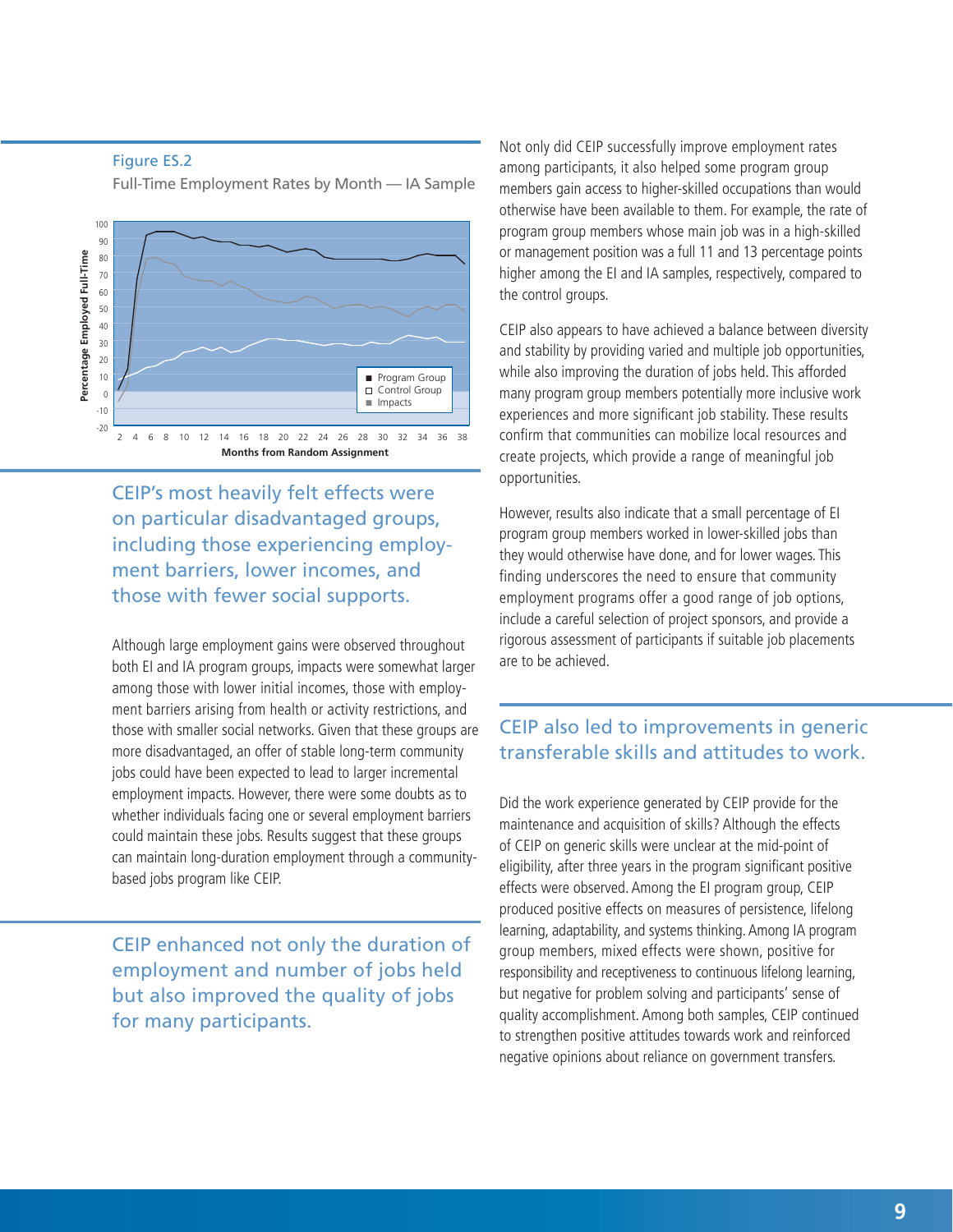Figure ES.2

Full-Time Employment Rates by Month — IA Sample

Percentage Employed Full-Time

100
90
80
70
60
50
40
30
20
10
0
-10
-20

2 4 6 8 10 12 14 16 18 20 22 24 26 28 30 32 34 36 38

Months from Random Assignment

Program Group
Control Group
Impacts

## CEIP's most heavily felt effects were on particular disadvantaged groups, including those experiencing employment barriers, lower incomes, and those with fewer social supports.

Although large employment gains were observed throughout both EI and IA program groups, impacts were somewhat larger among those with lower initial incomes, those with employment barriers arising from health or activity restrictions, and those with smaller social networks. Given that these groups are more disadvantaged, an offer of stable long-term community jobs could have been expected to lead to larger incremental employment impacts. However, there were some doubts as to whether individuals facing one or several employment barriers could maintain these jobs. Results suggest that these groups can maintain long-duration employment through a community-based jobs program like CEIP.

## CEIP enhanced not only the duration of employment and number of jobs held but also improved the quality of jobs for many participants.

Not only did CEIP successfully improve employment rates among participants, it also helped some program group members gain access to higher-skilled occupations than would otherwise have been available to them. For example, the rate of program group members whose main job was in a high-skilled or management position was a full 11 and 13 percentage points higher among the EI and IA samples, respectively, compared to the control groups.

CEIP also appears to have achieved a balance between diversity and stability by providing varied and multiple job opportunities, while also improving the duration of jobs held. This afforded many program group members potentially more inclusive work experiences and more significant job stability. These results confirm that communities can mobilize local resources and create projects, which provide a range of meaningful job opportunities.

However, results also indicate that a small percentage of EI program group members worked in lower-skilled jobs than they would otherwise have done, and for lower wages. This finding underscores the need to ensure that community employment programs offer a good range of job options, include a careful selection of project sponsors, and provide a rigorous assessment of participants if suitable job placements are to be achieved.

## CEIP also led to improvements in generic transferable skills and attitudes to work.

Did the work experience generated by CEIP provide for the maintenance and acquisition of skills? Although the effects of CEIP on generic skills were unclear at the mid-point of eligibility, after three years in the program significant positive effects were observed. Among the EI program group, CEIP produced positive effects on measures of persistence, lifelong learning, adaptability, and systems thinking. Among IA program group members, mixed effects were shown, positive for responsibility and receptiveness to continuous lifelong learning, but negative for problem solving and participants' sense of quality accomplishment. Among both samples, CEIP continued to strengthen positive attitudes towards work and reinforced negative opinions about reliance on government transfers.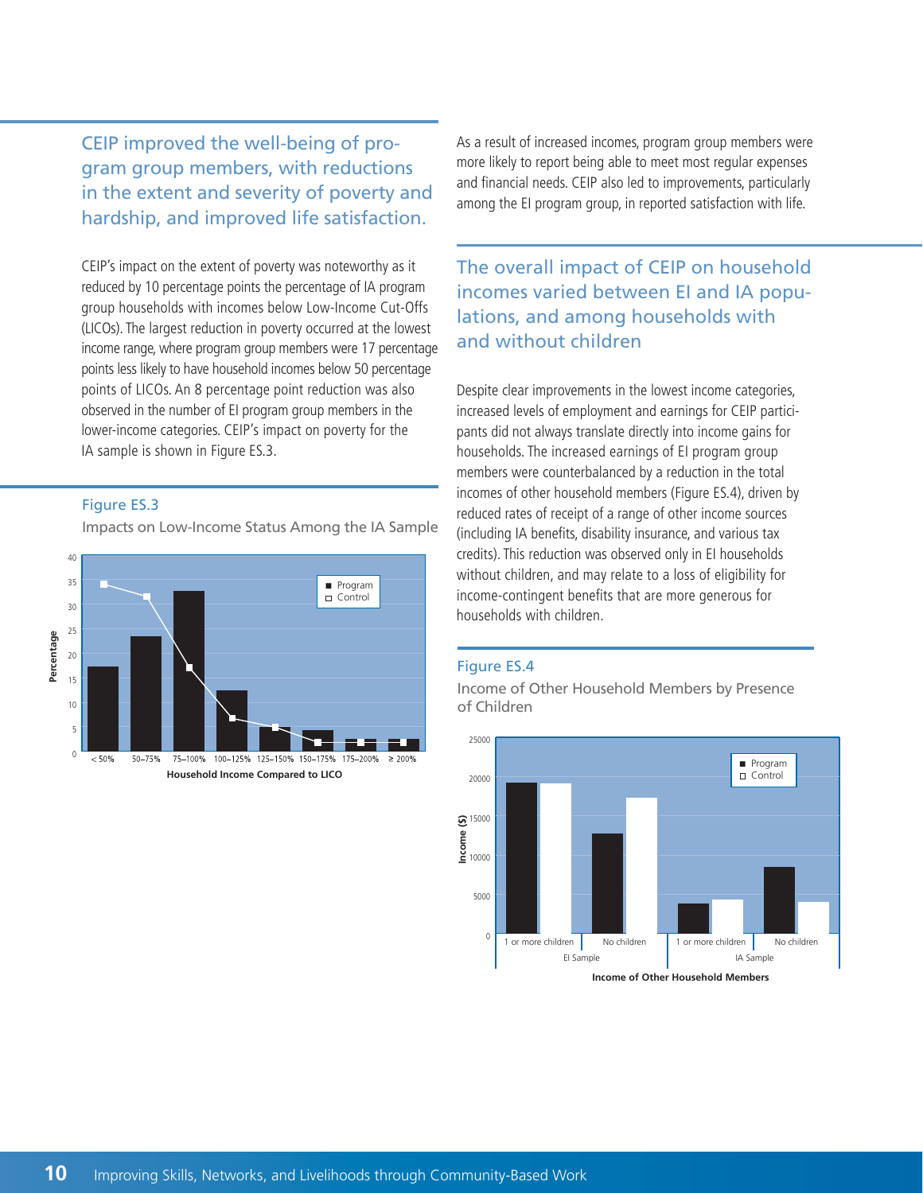## CEIP improved the well-being of program group members, with reductions in the extent and severity of poverty and hardship, and improved life satisfaction.

CEIP's impact on the extent of poverty was noteworthy as it reduced by 10 percentage points the percentage of IA program group households with incomes below Low-Income Cut-Offs (LICOs). The largest reduction in poverty occurred at the lowest income range, where program group members were 17 percentage points less likely to have household incomes below 50 percentage points of LICOs. An 8 percentage point reduction was also observed in the number of EI program group members in the lower-income categories. CEIP's impact on poverty for the IA sample is shown in Figure ES.3.

Figure ES.3

Impacts on Low-Income Status Among the IA Sample

Percentage
40
35
30
25
20
15
10
5
0
< 50%
50–75%
75–100%
100–125%
125–150%
150–175%
175–200%
≥ 200%
Household Income Compared to LICO
■ Program
□ Control

As a result of increased incomes, program group members were more likely to report being able to meet most regular expenses and financial needs. CEIP also led to improvements, particularly among the EI program group, in reported satisfaction with life.

## The overall impact of CEIP on household incomes varied between EI and IA populations, and among households with and without children

Despite clear improvements in the lowest income categories, increased levels of employment and earnings for CEIP participants did not always translate directly into income gains for households. The increased earnings of EI program group members were counterbalanced by a reduction in the total incomes of other household members (Figure ES.4), driven by reduced rates of receipt of a range of other income sources (including IA benefits, disability insurance, and various tax credits). This reduction was observed only in EI households without children, and may relate to a loss of eligibility for income-contingent benefits that are more generous for households with children.

Figure ES.4

Income of Other Household Members by Presence of Children

Income ($)
25000
20000
15000
10000
5000
0
1 or more children
No children
EI Sample
1 or more children
No children
IA Sample
Income of Other Household Members
■ Program
□ Control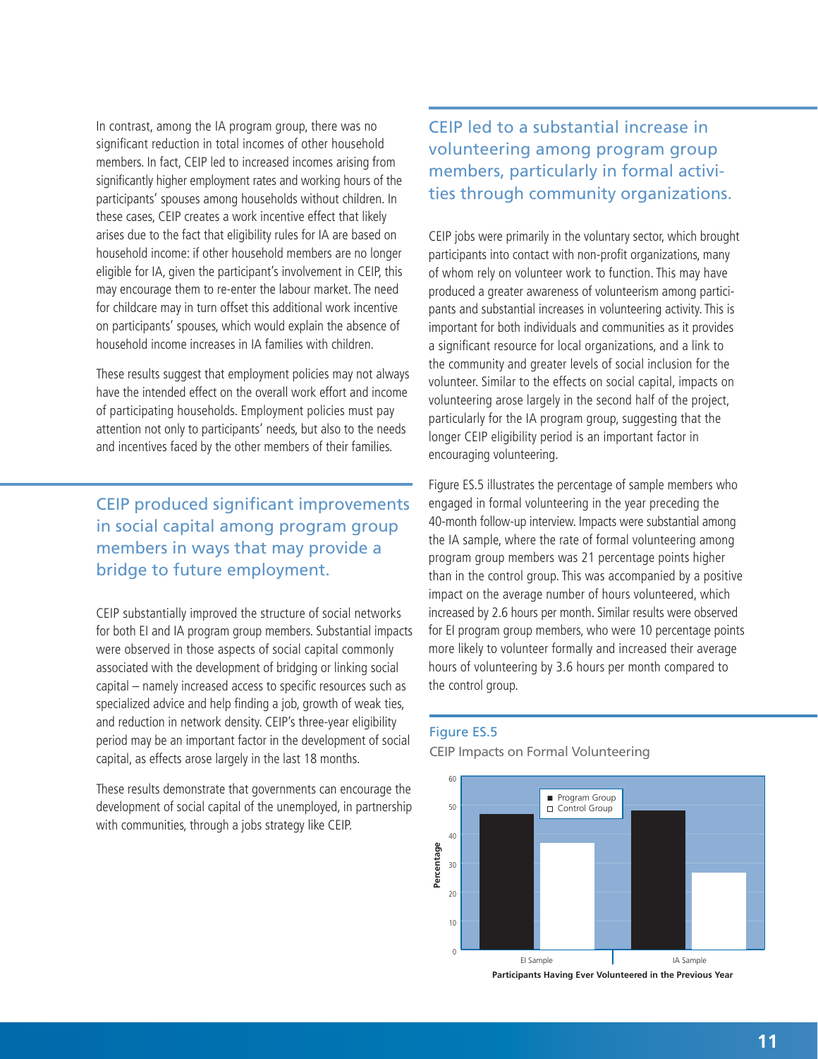In contrast, among the IA program group, there was no significant reduction in total incomes of other household members. In fact, CEIP led to increased incomes arising from significantly higher employment rates and working hours of the participants' spouses among households without children. In these cases, CEIP creates a work incentive effect that likely arises due to the fact that eligibility rules for IA are based on household income: if other household members are no longer eligible for IA, given the participant's involvement in CEIP, this may encourage them to re-enter the labour market. The need for childcare may in turn offset this additional work incentive on participants' spouses, which would explain the absence of household income increases in IA families with children.

These results suggest that employment policies may not always have the intended effect on the overall work effort and income of participating households. Employment policies must pay attention not only to participants' needs, but also to the needs and incentives faced by the other members of their families.

## CEIP produced significant improvements in social capital among program group members in ways that may provide a bridge to future employment.

CEIP substantially improved the structure of social networks for both EI and IA program group members. Substantial impacts were observed in those aspects of social capital commonly associated with the development of bridging or linking social capital – namely increased access to specific resources such as specialized advice and help finding a job, growth of weak ties, and reduction in network density. CEIP's three-year eligibility period may be an important factor in the development of social capital, as effects arose largely in the last 18 months.

These results demonstrate that governments can encourage the development of social capital of the unemployed, in partnership with communities, through a jobs strategy like CEIP.

## CEIP led to a substantial increase in volunteering among program group members, particularly in formal activities through community organizations.

CEIP jobs were primarily in the voluntary sector, which brought participants into contact with non-profit organizations, many of whom rely on volunteer work to function. This may have produced a greater awareness of volunteerism among participants and substantial increases in volunteering activity. This is important for both individuals and communities as it provides a significant resource for local organizations, and a link to the community and greater levels of social inclusion for the volunteer. Similar to the effects on social capital, impacts on volunteering arose largely in the second half of the project, particularly for the IA program group, suggesting that the longer CEIP eligibility period is an important factor in encouraging volunteering.

Figure ES.5 illustrates the percentage of sample members who engaged in formal volunteering in the year preceding the 40-month follow-up interview. Impacts were substantial among the IA sample, where the rate of formal volunteering among program group members was 21 percentage points higher than in the control group. This was accompanied by a positive impact on the average number of hours volunteered, which increased by 2.6 hours per month. Similar results were observed for EI program group members, who were 10 percentage points more likely to volunteer formally and increased their average hours of volunteering by 3.6 hours per month compared to the control group.

**Figure ES.5**

CEIP Impacts on Formal Volunteering

Percentage
0
10
20
30
40
50
60
Program Group
Control Group
EI Sample
IA Sample
Participants Having Ever Volunteered in the Previous Year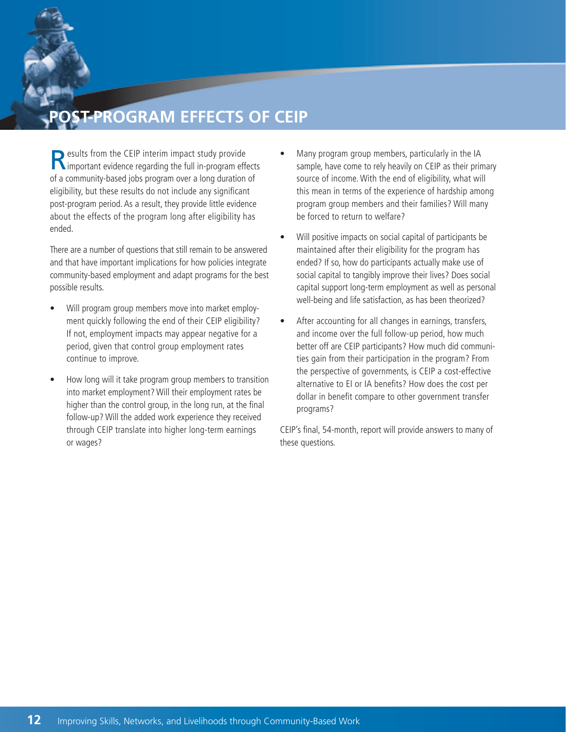# POST-PROGRAM EFFECTS OF CEIP

Results from the CEIP interim impact study provide important evidence regarding the full in-program effects of a community-based jobs program over a long duration of eligibility, but these results do not include any significant post-program period. As a result, they provide little evidence about the effects of the program long after eligibility has ended.

There are a number of questions that still remain to be answered and that have important implications for how policies integrate community-based employment and adapt programs for the best possible results.

- Will program group members move into market employment quickly following the end of their CEIP eligibility? If not, employment impacts may appear negative for a period, given that control group employment rates continue to improve.
- How long will it take program group members to transition into market employment? Will their employment rates be higher than the control group, in the long run, at the final follow-up? Will the added work experience they received through CEIP translate into higher long-term earnings or wages?
- Many program group members, particularly in the IA sample, have come to rely heavily on CEIP as their primary source of income. With the end of eligibility, what will this mean in terms of the experience of hardship among program group members and their families? Will many be forced to return to welfare?
- Will positive impacts on social capital of participants be maintained after their eligibility for the program has ended? If so, how do participants actually make use of social capital to tangibly improve their lives? Does social capital support long-term employment as well as personal well-being and life satisfaction, as has been theorized?
- After accounting for all changes in earnings, transfers, and income over the full follow-up period, how much better off are CEIP participants? How much did communities gain from their participation in the program? From the perspective of governments, is CEIP a cost-effective alternative to EI or IA benefits? How does the cost per dollar in benefit compare to other government transfer programs?

CEIP's final, 54-month, report will provide answers to many of these questions.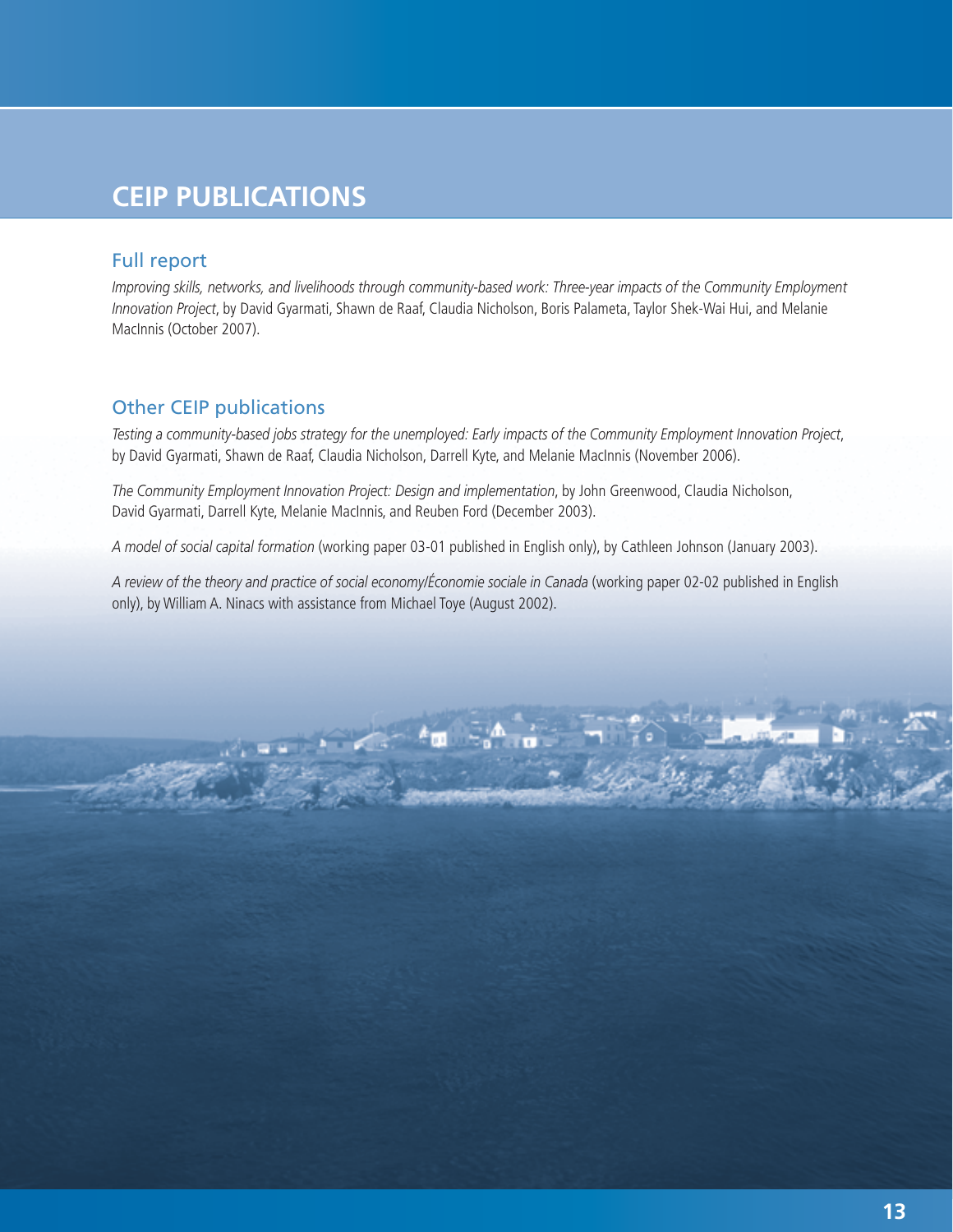# CEIP PUBLICATIONS

## Full report

*Improving skills, networks, and livelihoods through community-based work: Three-year impacts of the Community Employment Innovation Project*, by David Gyarmati, Shawn de Raaf, Claudia Nicholson, Boris Palameta, Taylor Shek-Wai Hui, and Melanie MacInnis (October 2007).

## Other CEIP publications

*Testing a community-based jobs strategy for the unemployed: Early impacts of the Community Employment Innovation Project*, by David Gyarmati, Shawn de Raaf, Claudia Nicholson, Darrell Kyte, and Melanie MacInnis (November 2006).

*The Community Employment Innovation Project: Design and implementation*, by John Greenwood, Claudia Nicholson, David Gyarmati, Darrell Kyte, Melanie MacInnis, and Reuben Ford (December 2003).

*A model of social capital formation* (working paper 03-01 published in English only), by Cathleen Johnson (January 2003).

*A review of the theory and practice of social economy/Économie sociale in Canada* (working paper 02-02 published in English only), by William A. Ninacs with assistance from Michael Toye (August 2002).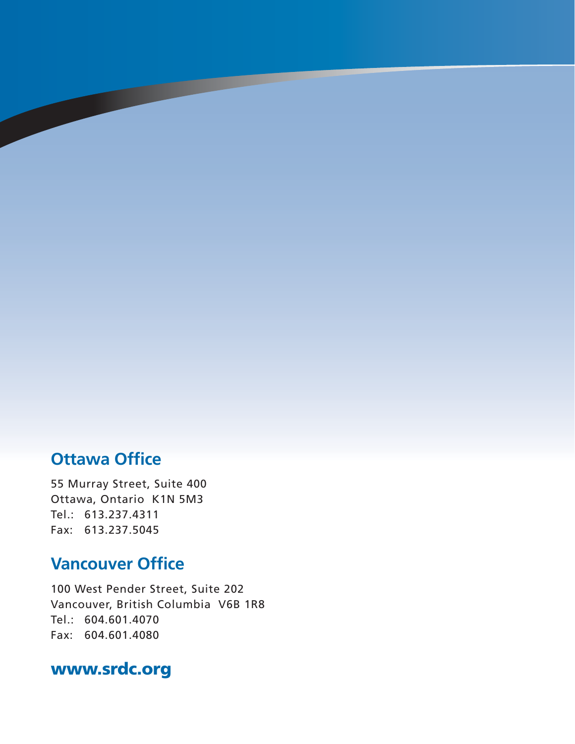## Ottawa Office

55 Murray Street, Suite 400
Ottawa, Ontario K1N 5M3
Tel.: 613.237.4311
Fax: 613.237.5045

## Vancouver Office

100 West Pender Street, Suite 202
Vancouver, British Columbia V6B 1R8
Tel.: 604.601.4070
Fax: 604.601.4080

## www.srdc.org